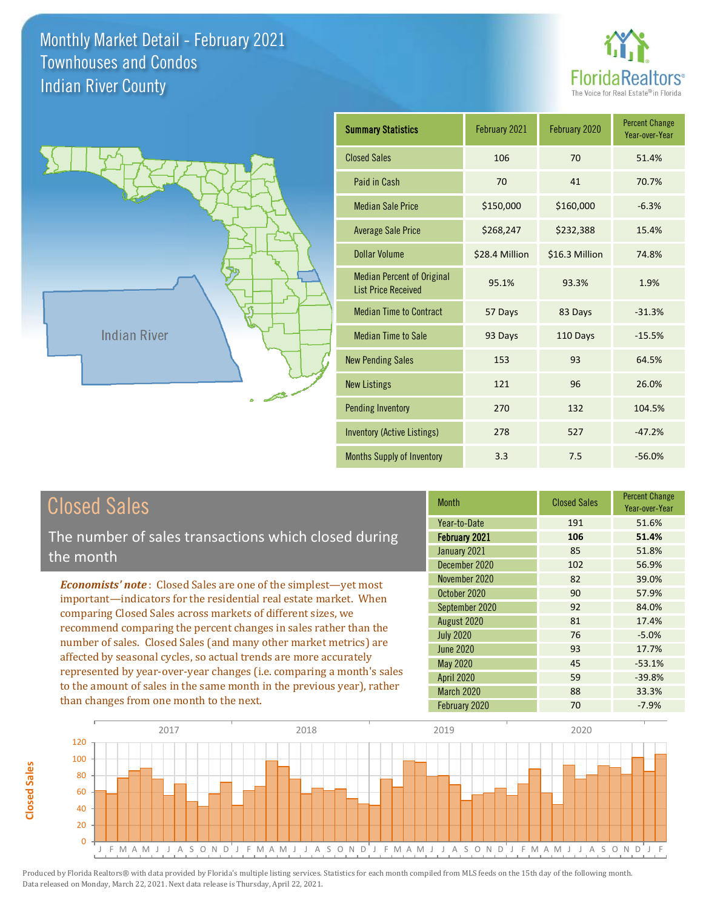# Monthly Market Detail - February 2021
## Townhouses and Condos
## Indian River County

Indian River

| Summary Statistics | February 2021 | February 2020 | Percent Change Year-over-Year |
|---|---|---|---|
| Closed Sales | 106 | 70 | 51.4% |
| Paid in Cash | 70 | 41 | 70.7% |
| Median Sale Price | $150,000 | $160,000 | -6.3% |
| Average Sale Price | $268,247 | $232,388 | 15.4% |
| Dollar Volume | $28.4 Million | $16.3 Million | 74.8% |
| Median Percent of Original List Price Received | 95.1% | 93.3% | 1.9% |
| Median Time to Contract | 57 Days | 83 Days | -31.3% |
| Median Time to Sale | 93 Days | 110 Days | -15.5% |
| New Pending Sales | 153 | 93 | 64.5% |
| New Listings | 121 | 96 | 26.0% |
| Pending Inventory | 270 | 132 | 104.5% |
| Inventory (Active Listings) | 278 | 527 | -47.2% |
| Months Supply of Inventory | 3.3 | 7.5 | -56.0% |

## Closed Sales

The number of sales transactions which closed during the month

***Economists' note***: Closed Sales are one of the simplest—yet most important—indicators for the residential real estate market. When comparing Closed Sales across markets of different sizes, we recommend comparing the percent changes in sales rather than the number of sales. Closed Sales (and many other market metrics) are affected by seasonal cycles, so actual trends are more accurately represented by year-over-year changes (i.e. comparing a month's sales to the amount of sales in the same month in the previous year), rather than changes from one month to the next.

| Month | Closed Sales | Percent Change Year-over-Year |
|---|---|---|
| Year-to-Date | 191 | 51.6% |
| **February 2021** | **106** | **51.4%** |
| January 2021 | 85 | 51.8% |
| December 2020 | 102 | 56.9% |
| November 2020 | 82 | 39.0% |
| October 2020 | 90 | 57.9% |
| September 2020 | 92 | 84.0% |
| August 2020 | 81 | 17.4% |
| July 2020 | 76 | -5.0% |
| June 2020 | 93 | 17.7% |
| May 2020 | 45 | -53.1% |
| April 2020 | 59 | -39.8% |
| March 2020 | 88 | 33.3% |
| February 2020 | 70 | -7.9% |

Produced by Florida Realtors® with data provided by Florida's multiple listing services. Statistics for each month compiled from MLS feeds on the 15th day of the following month. Data released on Monday, March 22, 2021. Next data release is Thursday, April 22, 2021.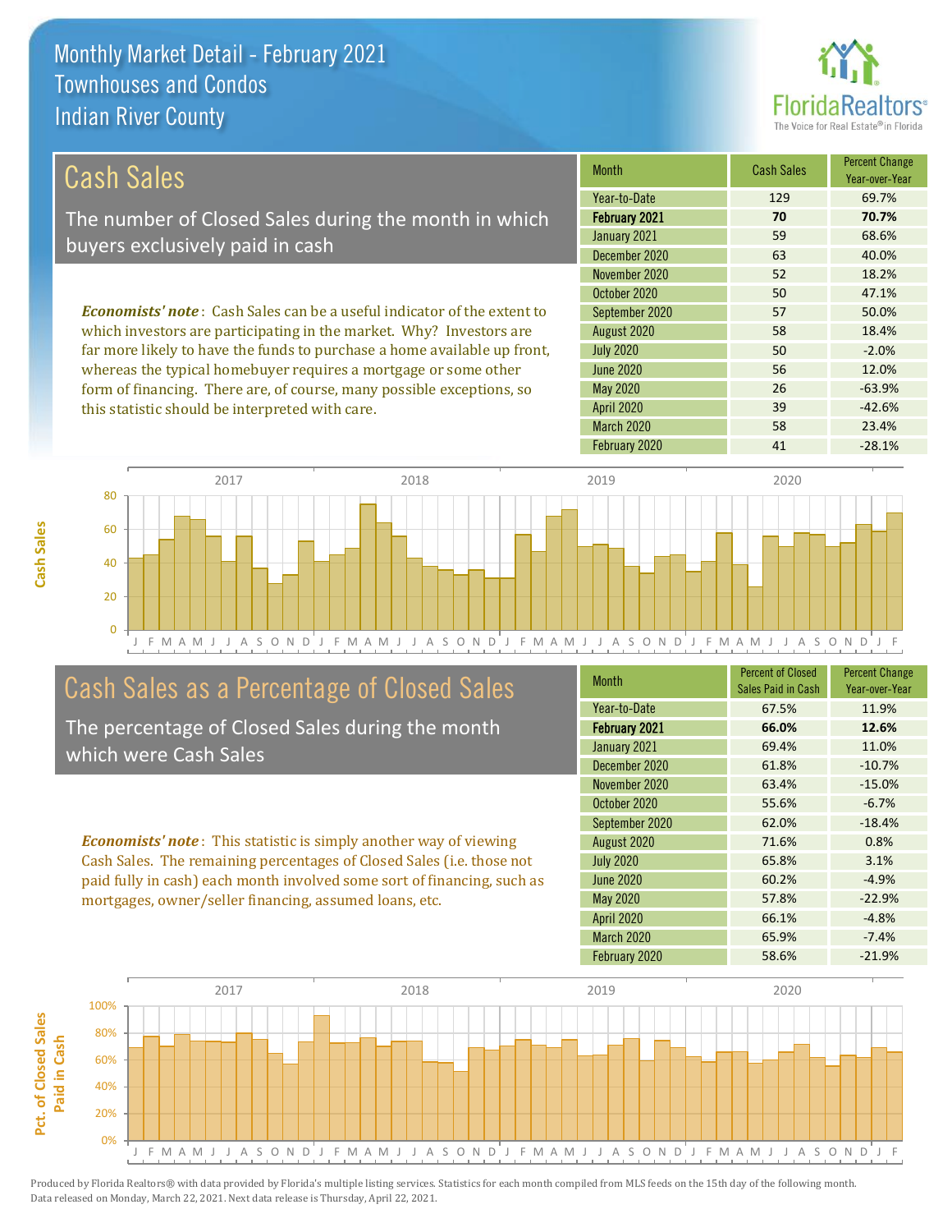# Monthly Market Detail - February 2021
## Townhouses and Condos
## Indian River County

## Cash Sales

The number of Closed Sales during the month in which buyers exclusively paid in cash

*Economists' note*: Cash Sales can be a useful indicator of the extent to which investors are participating in the market. Why? Investors are far more likely to have the funds to purchase a home available up front, whereas the typical homebuyer requires a mortgage or some other form of financing. There are, of course, many possible exceptions, so this statistic should be interpreted with care.

| Month | Cash Sales | Percent Change Year-over-Year |
|---|---|---|
| Year-to-Date | 129 | 69.7% |
| **February 2021** | **70** | **70.7%** |
| January 2021 | 59 | 68.6% |
| December 2020 | 63 | 40.0% |
| November 2020 | 52 | 18.2% |
| October 2020 | 50 | 47.1% |
| September 2020 | 57 | 50.0% |
| August 2020 | 58 | 18.4% |
| July 2020 | 50 | -2.0% |
| June 2020 | 56 | 12.0% |
| May 2020 | 26 | -63.9% |
| April 2020 | 39 | -42.6% |
| March 2020 | 58 | 23.4% |
| February 2020 | 41 | -28.1% |

## Cash Sales as a Percentage of Closed Sales

The percentage of Closed Sales during the month which were Cash Sales

*Economists' note*: This statistic is simply another way of viewing Cash Sales. The remaining percentages of Closed Sales (i.e. those not paid fully in cash) each month involved some sort of financing, such as mortgages, owner/seller financing, assumed loans, etc.

| Month | Percent of Closed Sales Paid in Cash | Percent Change Year-over-Year |
|---|---|---|
| Year-to-Date | 67.5% | 11.9% |
| **February 2021** | **66.0%** | **12.6%** |
| January 2021 | 69.4% | 11.0% |
| December 2020 | 61.8% | -10.7% |
| November 2020 | 63.4% | -15.0% |
| October 2020 | 55.6% | -6.7% |
| September 2020 | 62.0% | -18.4% |
| August 2020 | 71.6% | 0.8% |
| July 2020 | 65.8% | 3.1% |
| June 2020 | 60.2% | -4.9% |
| May 2020 | 57.8% | -22.9% |
| April 2020 | 66.1% | -4.8% |
| March 2020 | 65.9% | -7.4% |
| February 2020 | 58.6% | -21.9% |

Produced by Florida Realtors® with data provided by Florida's multiple listing services. Statistics for each month compiled from MLS feeds on the 15th day of the following month. Data released on Monday, March 22, 2021. Next data release is Thursday, April 22, 2021.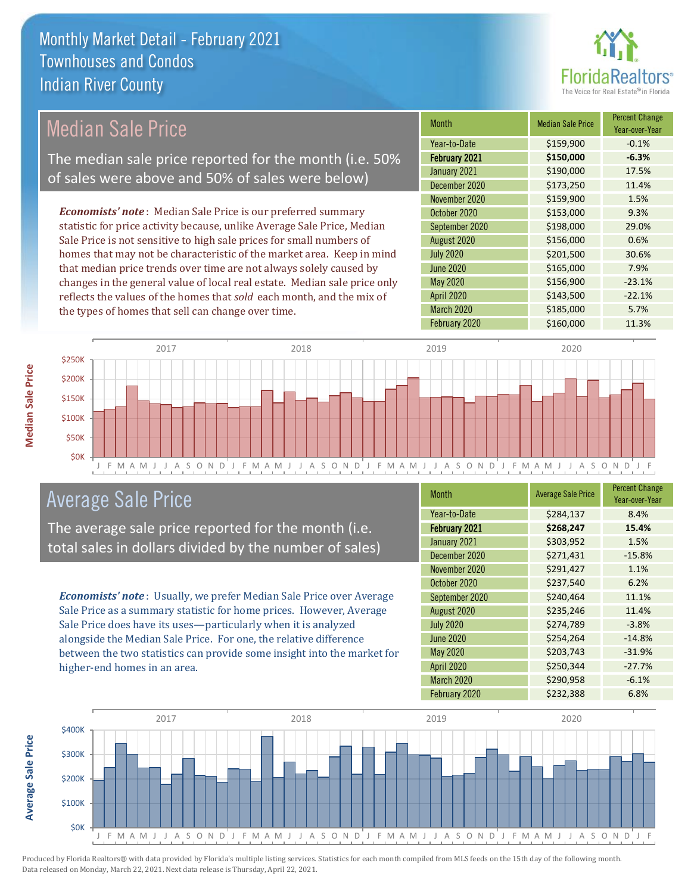# Monthly Market Detail - February 2021
## Townhouses and Condos
## Indian River County

## Median Sale Price

The median sale price reported for the month (i.e. 50% of sales were above and 50% of sales were below)

*Economists' note*: Median Sale Price is our preferred summary statistic for price activity because, unlike Average Sale Price, Median Sale Price is not sensitive to high sale prices for small numbers of homes that may not be characteristic of the market area. Keep in mind that median price trends over time are not always solely caused by changes in the general value of local real estate. Median sale price only reflects the values of the homes that *sold* each month, and the mix of the types of homes that sell can change over time.

| Month | Median Sale Price | Percent Change Year-over-Year |
|---|---|---|
| Year-to-Date | $159,900 | -0.1% |
| **February 2021** | **$150,000** | **-6.3%** |
| January 2021 | $190,000 | 17.5% |
| December 2020 | $173,250 | 11.4% |
| November 2020 | $159,900 | 1.5% |
| October 2020 | $153,000 | 9.3% |
| September 2020 | $198,000 | 29.0% |
| August 2020 | $156,000 | 0.6% |
| July 2020 | $201,500 | 30.6% |
| June 2020 | $165,000 | 7.9% |
| May 2020 | $156,900 | -23.1% |
| April 2020 | $143,500 | -22.1% |
| March 2020 | $185,000 | 5.7% |
| February 2020 | $160,000 | 11.3% |

## Average Sale Price

The average sale price reported for the month (i.e. total sales in dollars divided by the number of sales)

*Economists' note*: Usually, we prefer Median Sale Price over Average Sale Price as a summary statistic for home prices. However, Average Sale Price does have its uses—particularly when it is analyzed alongside the Median Sale Price. For one, the relative difference between the two statistics can provide some insight into the market for higher-end homes in an area.

| Month | Average Sale Price | Percent Change Year-over-Year |
|---|---|---|
| Year-to-Date | $284,137 | 8.4% |
| **February 2021** | **$268,247** | **15.4%** |
| January 2021 | $303,952 | 1.5% |
| December 2020 | $271,431 | -15.8% |
| November 2020 | $291,427 | 1.1% |
| October 2020 | $237,540 | 6.2% |
| September 2020 | $240,464 | 11.1% |
| August 2020 | $235,246 | 11.4% |
| July 2020 | $274,789 | -3.8% |
| June 2020 | $254,264 | -14.8% |
| May 2020 | $203,743 | -31.9% |
| April 2020 | $250,344 | -27.7% |
| March 2020 | $290,958 | -6.1% |
| February 2020 | $232,388 | 6.8% |

Produced by Florida Realtors® with data provided by Florida's multiple listing services. Statistics for each month compiled from MLS feeds on the 15th day of the following month. Data released on Monday, March 22, 2021. Next data release is Thursday, April 22, 2021.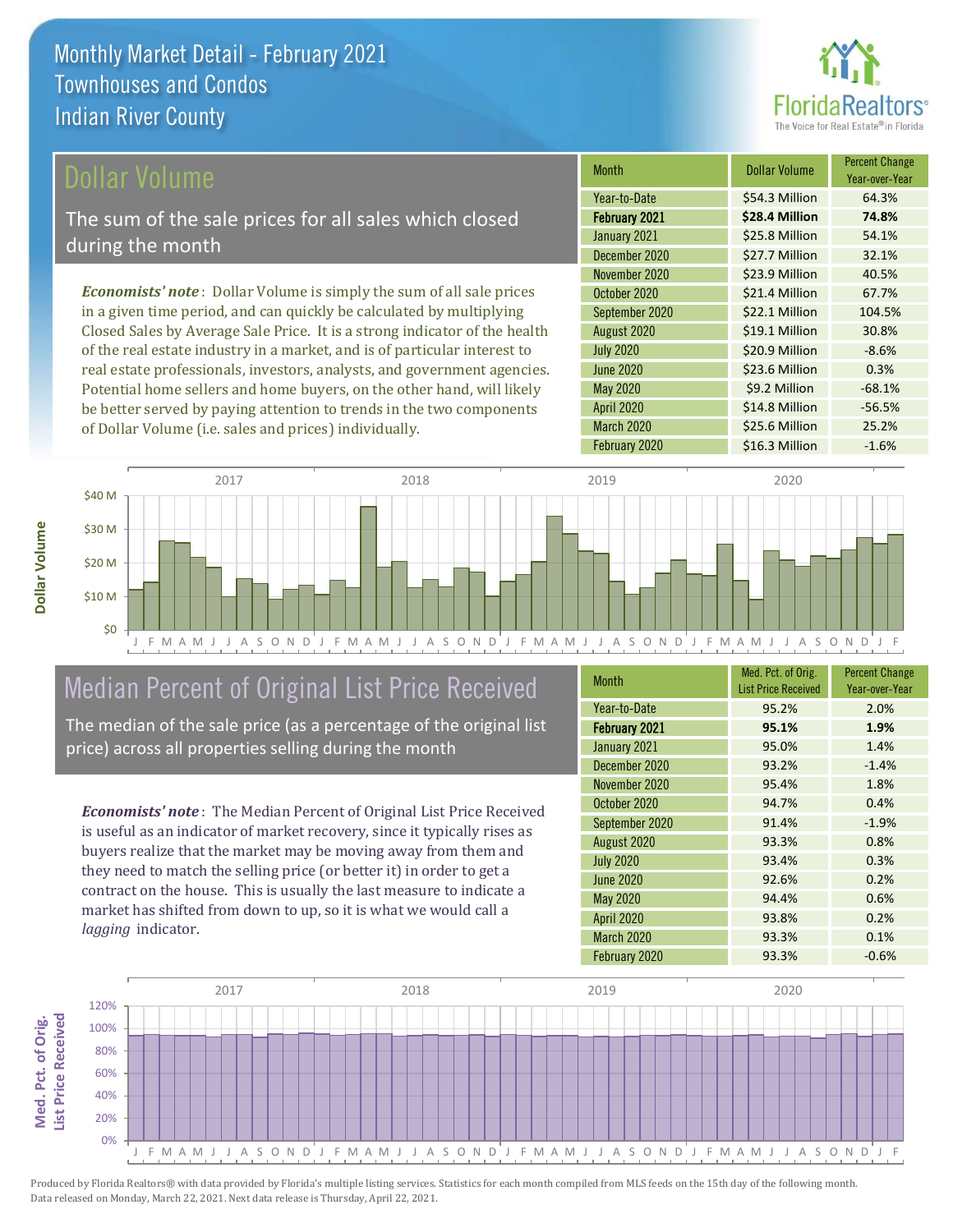# Monthly Market Detail - February 2021
## Townhouses and Condos
## Indian River County

## Dollar Volume

The sum of the sale prices for all sales which closed during the month

*Economists' note*: Dollar Volume is simply the sum of all sale prices in a given time period, and can quickly be calculated by multiplying Closed Sales by Average Sale Price. It is a strong indicator of the health of the real estate industry in a market, and is of particular interest to real estate professionals, investors, analysts, and government agencies. Potential home sellers and home buyers, on the other hand, will likely be better served by paying attention to trends in the two components of Dollar Volume (i.e. sales and prices) individually.

| Month | Dollar Volume | Percent Change Year-over-Year |
|---|---|---|
| Year-to-Date | $54.3 Million | 64.3% |
| **February 2021** | **$28.4 Million** | **74.8%** |
| January 2021 | $25.8 Million | 54.1% |
| December 2020 | $27.7 Million | 32.1% |
| November 2020 | $23.9 Million | 40.5% |
| October 2020 | $21.4 Million | 67.7% |
| September 2020 | $22.1 Million | 104.5% |
| August 2020 | $19.1 Million | 30.8% |
| July 2020 | $20.9 Million | -8.6% |
| June 2020 | $23.6 Million | 0.3% |
| May 2020 | $9.2 Million | -68.1% |
| April 2020 | $14.8 Million | -56.5% |
| March 2020 | $25.6 Million | 25.2% |
| February 2020 | $16.3 Million | -1.6% |

## Median Percent of Original List Price Received

The median of the sale price (as a percentage of the original list price) across all properties selling during the month

*Economists' note*: The Median Percent of Original List Price Received is useful as an indicator of market recovery, since it typically rises as buyers realize that the market may be moving away from them and they need to match the selling price (or better it) in order to get a contract on the house. This is usually the last measure to indicate a market has shifted from down to up, so it is what we would call a *lagging* indicator.

| Month | Med. Pct. of Orig. List Price Received | Percent Change Year-over-Year |
|---|---|---|
| Year-to-Date | 95.2% | 2.0% |
| **February 2021** | **95.1%** | **1.9%** |
| January 2021 | 95.0% | 1.4% |
| December 2020 | 93.2% | -1.4% |
| November 2020 | 95.4% | 1.8% |
| October 2020 | 94.7% | 0.4% |
| September 2020 | 91.4% | -1.9% |
| August 2020 | 93.3% | 0.8% |
| July 2020 | 93.4% | 0.3% |
| June 2020 | 92.6% | 0.2% |
| May 2020 | 94.4% | 0.6% |
| April 2020 | 93.8% | 0.2% |
| March 2020 | 93.3% | 0.1% |
| February 2020 | 93.3% | -0.6% |

Produced by Florida Realtors® with data provided by Florida's multiple listing services. Statistics for each month compiled from MLS feeds on the 15th day of the following month. Data released on Monday, March 22, 2021. Next data release is Thursday, April 22, 2021.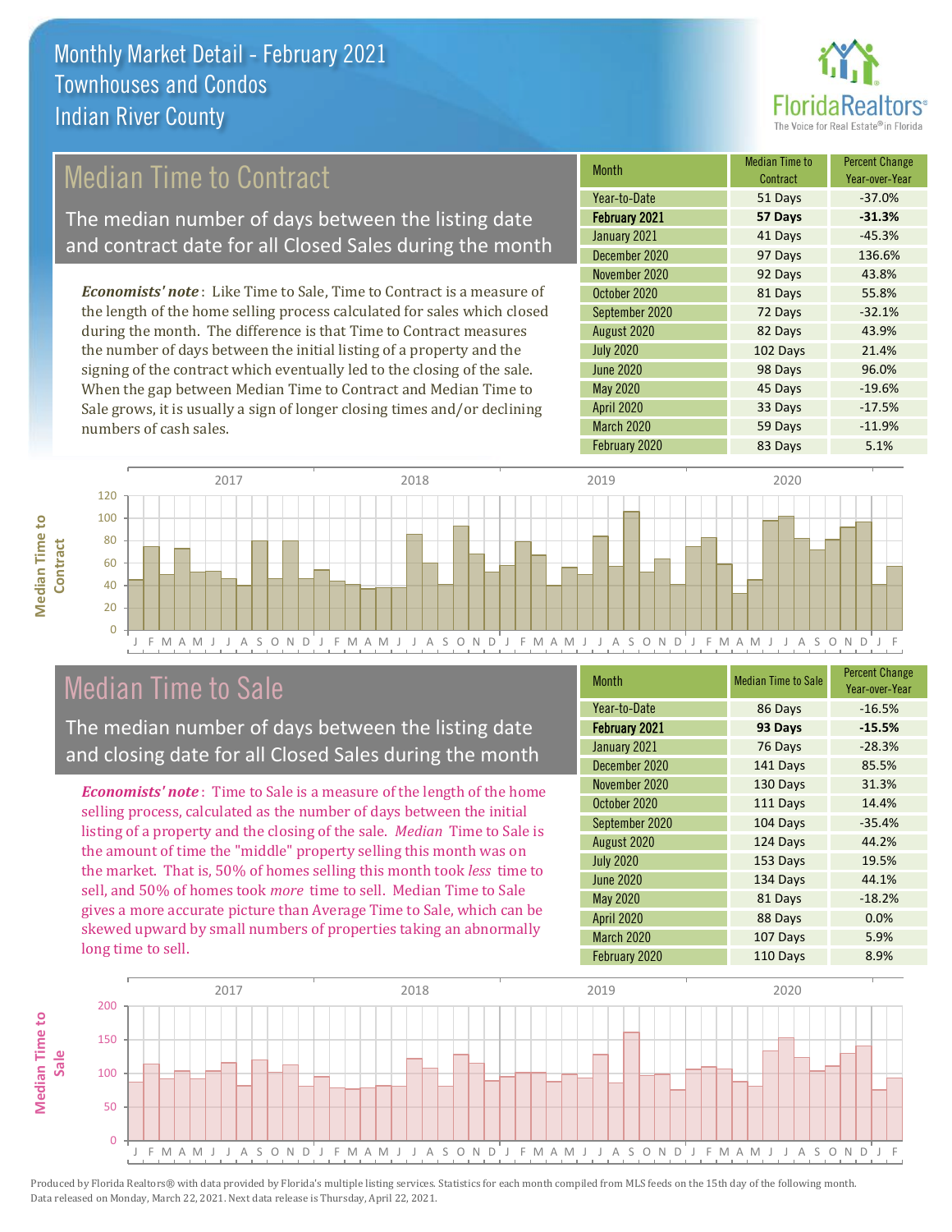# Monthly Market Detail - February 2021
## Townhouses and Condos
## Indian River County

## Median Time to Contract

The median number of days between the listing date and contract date for all Closed Sales during the month

*Economists' note*: Like Time to Sale, Time to Contract is a measure of the length of the home selling process calculated for sales which closed during the month. The difference is that Time to Contract measures the number of days between the initial listing of a property and the signing of the contract which eventually led to the closing of the sale. When the gap between Median Time to Contract and Median Time to Sale grows, it is usually a sign of longer closing times and/or declining numbers of cash sales.

| Month | Median Time to Contract | Percent Change Year-over-Year |
|---|---|---|
| Year-to-Date | 51 Days | -37.0% |
| **February 2021** | **57 Days** | **-31.3%** |
| January 2021 | 41 Days | -45.3% |
| December 2020 | 97 Days | 136.6% |
| November 2020 | 92 Days | 43.8% |
| October 2020 | 81 Days | 55.8% |
| September 2020 | 72 Days | -32.1% |
| August 2020 | 82 Days | 43.9% |
| July 2020 | 102 Days | 21.4% |
| June 2020 | 98 Days | 96.0% |
| May 2020 | 45 Days | -19.6% |
| April 2020 | 33 Days | -17.5% |
| March 2020 | 59 Days | -11.9% |
| February 2020 | 83 Days | 5.1% |

## Median Time to Sale

The median number of days between the listing date and closing date for all Closed Sales during the month

*Economists' note*: Time to Sale is a measure of the length of the home selling process, calculated as the number of days between the initial listing of a property and the closing of the sale. *Median* Time to Sale is the amount of time the "middle" property selling this month was on the market. That is, 50% of homes selling this month took *less* time to sell, and 50% of homes took *more* time to sell. Median Time to Sale gives a more accurate picture than Average Time to Sale, which can be skewed upward by small numbers of properties taking an abnormally long time to sell.

| Month | Median Time to Sale | Percent Change Year-over-Year |
|---|---|---|
| Year-to-Date | 86 Days | -16.5% |
| **February 2021** | **93 Days** | **-15.5%** |
| January 2021 | 76 Days | -28.3% |
| December 2020 | 141 Days | 85.5% |
| November 2020 | 130 Days | 31.3% |
| October 2020 | 111 Days | 14.4% |
| September 2020 | 104 Days | -35.4% |
| August 2020 | 124 Days | 44.2% |
| July 2020 | 153 Days | 19.5% |
| June 2020 | 134 Days | 44.1% |
| May 2020 | 81 Days | -18.2% |
| April 2020 | 88 Days | 0.0% |
| March 2020 | 107 Days | 5.9% |
| February 2020 | 110 Days | 8.9% |

Produced by Florida Realtors® with data provided by Florida's multiple listing services. Statistics for each month compiled from MLS feeds on the 15th day of the following month. Data released on Monday, March 22, 2021. Next data release is Thursday, April 22, 2021.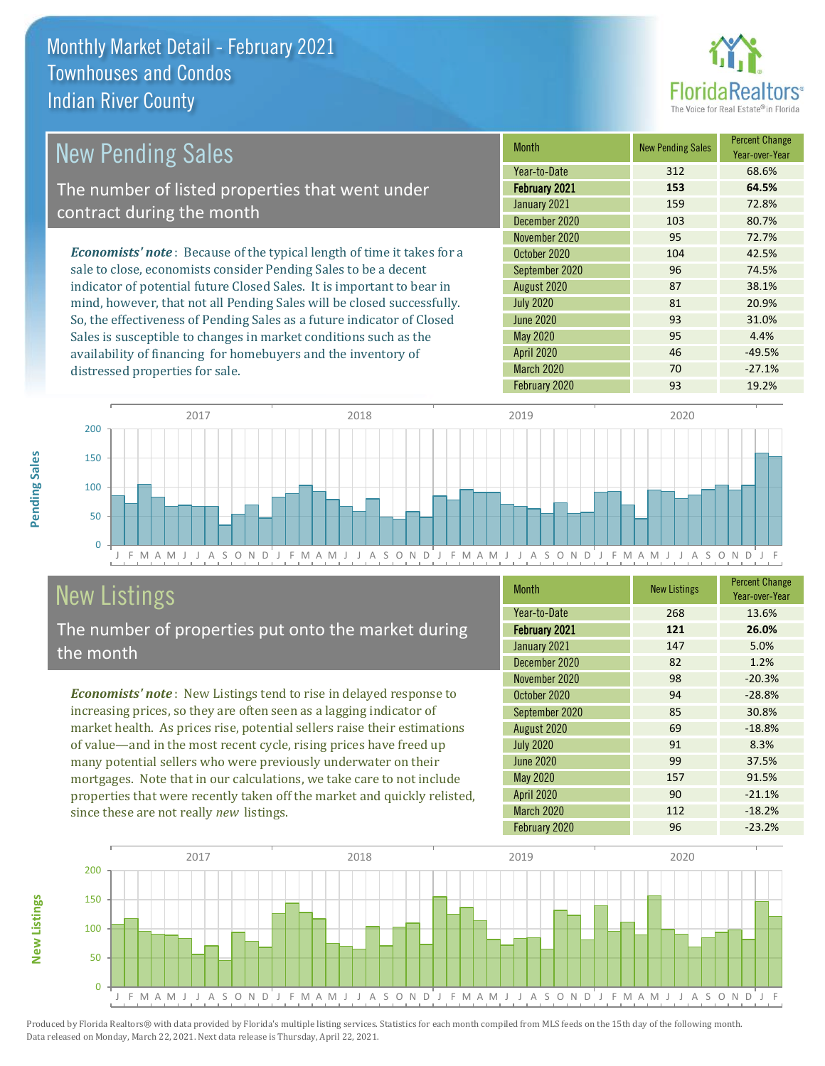# Monthly Market Detail - February 2021
## Townhouses and Condos
## Indian River County

## New Pending Sales

The number of listed properties that went under contract during the month

*Economists' note*: Because of the typical length of time it takes for a sale to close, economists consider Pending Sales to be a decent indicator of potential future Closed Sales. It is important to bear in mind, however, that not all Pending Sales will be closed successfully. So, the effectiveness of Pending Sales as a future indicator of Closed Sales is susceptible to changes in market conditions such as the availability of financing for homebuyers and the inventory of distressed properties for sale.

| Month | New Pending Sales | Percent Change Year-over-Year |
|---|---|---|
| Year-to-Date | 312 | 68.6% |
| **February 2021** | **153** | **64.5%** |
| January 2021 | 159 | 72.8% |
| December 2020 | 103 | 80.7% |
| November 2020 | 95 | 72.7% |
| October 2020 | 104 | 42.5% |
| September 2020 | 96 | 74.5% |
| August 2020 | 87 | 38.1% |
| July 2020 | 81 | 20.9% |
| June 2020 | 93 | 31.0% |
| May 2020 | 95 | 4.4% |
| April 2020 | 46 | -49.5% |
| March 2020 | 70 | -27.1% |
| February 2020 | 93 | 19.2% |

## New Listings

The number of properties put onto the market during the month

*Economists' note*: New Listings tend to rise in delayed response to increasing prices, so they are often seen as a lagging indicator of market health. As prices rise, potential sellers raise their estimations of value—and in the most recent cycle, rising prices have freed up many potential sellers who were previously underwater on their mortgages. Note that in our calculations, we take care to not include properties that were recently taken off the market and quickly relisted, since these are not really *new* listings.

| Month | New Listings | Percent Change Year-over-Year |
|---|---|---|
| Year-to-Date | 268 | 13.6% |
| **February 2021** | **121** | **26.0%** |
| January 2021 | 147 | 5.0% |
| December 2020 | 82 | 1.2% |
| November 2020 | 98 | -20.3% |
| October 2020 | 94 | -28.8% |
| September 2020 | 85 | 30.8% |
| August 2020 | 69 | -18.8% |
| July 2020 | 91 | 8.3% |
| June 2020 | 99 | 37.5% |
| May 2020 | 157 | 91.5% |
| April 2020 | 90 | -21.1% |
| March 2020 | 112 | -18.2% |
| February 2020 | 96 | -23.2% |

Produced by Florida Realtors® with data provided by Florida's multiple listing services. Statistics for each month compiled from MLS feeds on the 15th day of the following month. Data released on Monday, March 22, 2021. Next data release is Thursday, April 22, 2021.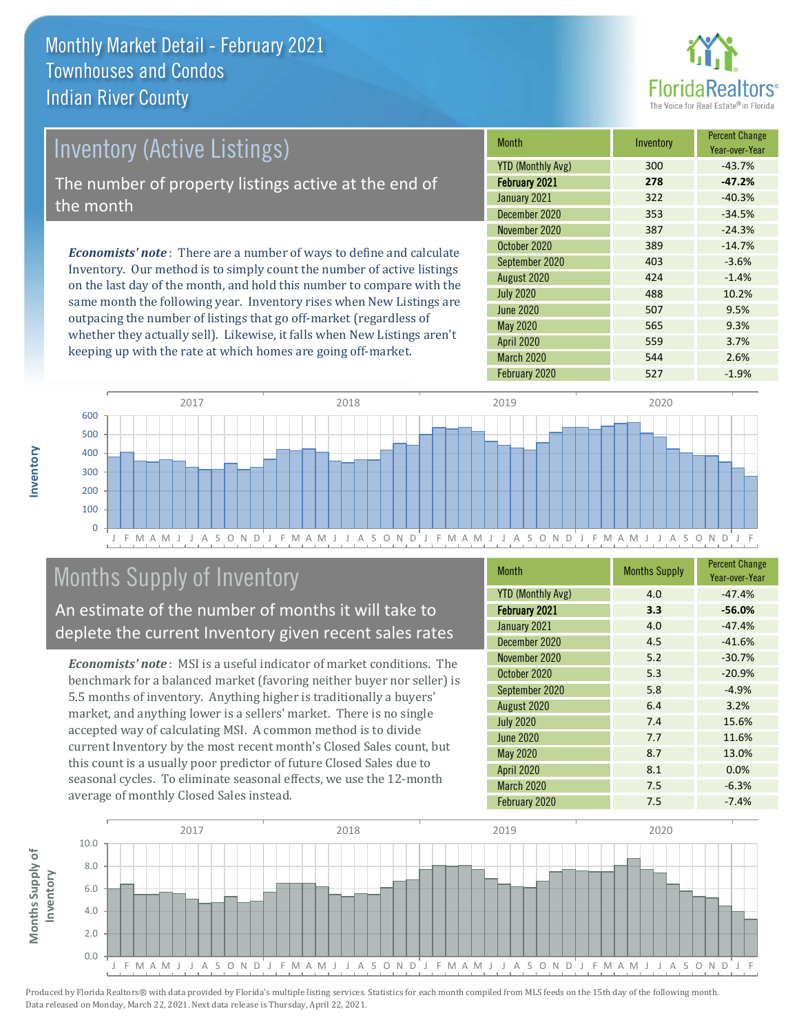# Monthly Market Detail - February 2021
## Townhouses and Condos
## Indian River County

## Inventory (Active Listings)

The number of property listings active at the end of the month

***Economists' note***: There are a number of ways to define and calculate Inventory. Our method is to simply count the number of active listings on the last day of the month, and hold this number to compare with the same month the following year. Inventory rises when New Listings are outpacing the number of listings that go off-market (regardless of whether they actually sell). Likewise, it falls when New Listings aren't keeping up with the rate at which homes are going off-market.

| Month | Inventory | Percent Change Year-over-Year |
|---|---|---|
| YTD (Monthly Avg) | 300 | -43.7% |
| **February 2021** | **278** | **-47.2%** |
| January 2021 | 322 | -40.3% |
| December 2020 | 353 | -34.5% |
| November 2020 | 387 | -24.3% |
| October 2020 | 389 | -14.7% |
| September 2020 | 403 | -3.6% |
| August 2020 | 424 | -1.4% |
| July 2020 | 488 | 10.2% |
| June 2020 | 507 | 9.5% |
| May 2020 | 565 | 9.3% |
| April 2020 | 559 | 3.7% |
| March 2020 | 544 | 2.6% |
| February 2020 | 527 | -1.9% |

## Months Supply of Inventory

An estimate of the number of months it will take to deplete the current Inventory given recent sales rates

***Economists' note***: MSI is a useful indicator of market conditions. The benchmark for a balanced market (favoring neither buyer nor seller) is 5.5 months of inventory. Anything higher is traditionally a buyers' market, and anything lower is a sellers' market. There is no single accepted way of calculating MSI. A common method is to divide current Inventory by the most recent month's Closed Sales count, but this count is a usually poor predictor of future Closed Sales due to seasonal cycles. To eliminate seasonal effects, we use the 12-month average of monthly Closed Sales instead.

| Month | Months Supply | Percent Change Year-over-Year |
|---|---|---|
| YTD (Monthly Avg) | 4.0 | -47.4% |
| **February 2021** | **3.3** | **-56.0%** |
| January 2021 | 4.0 | -47.4% |
| December 2020 | 4.5 | -41.6% |
| November 2020 | 5.2 | -30.7% |
| October 2020 | 5.3 | -20.9% |
| September 2020 | 5.8 | -4.9% |
| August 2020 | 6.4 | 3.2% |
| July 2020 | 7.4 | 15.6% |
| June 2020 | 7.7 | 11.6% |
| May 2020 | 8.7 | 13.0% |
| April 2020 | 8.1 | 0.0% |
| March 2020 | 7.5 | -6.3% |
| February 2020 | 7.5 | -7.4% |

Produced by Florida Realtors® with data provided by Florida's multiple listing services. Statistics for each month compiled from MLS feeds on the 15th day of the following month. Data released on Monday, March 22, 2021. Next data release is Thursday, April 22, 2021.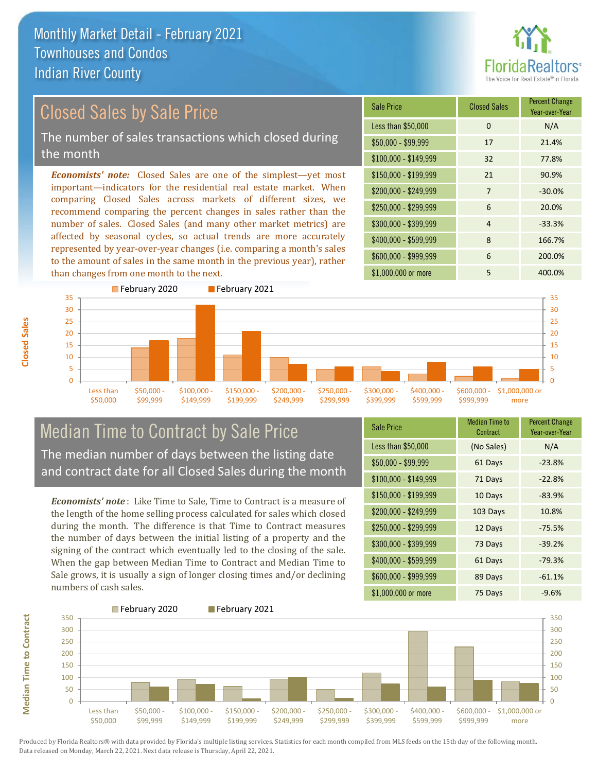# Monthly Market Detail - February 2021
## Townhouses and Condos
## Indian River County

## Closed Sales by Sale Price

The number of sales transactions which closed during the month

*Economists' note:* Closed Sales are one of the simplest—yet most important—indicators for the residential real estate market. When comparing Closed Sales across markets of different sizes, we recommend comparing the percent changes in sales rather than the number of sales. Closed Sales (and many other market metrics) are affected by seasonal cycles, so actual trends are more accurately represented by year-over-year changes (i.e. comparing a month's sales to the amount of sales in the same month in the previous year), rather than changes from one month to the next.

| Sale Price | Closed Sales | Percent Change Year-over-Year |
|---|---|---|
| Less than $50,000 | 0 | N/A |
| $50,000 - $99,999 | 17 | 21.4% |
| $100,000 - $149,999 | 32 | 77.8% |
| $150,000 - $199,999 | 21 | 90.9% |
| $200,000 - $249,999 | 7 | -30.0% |
| $250,000 - $299,999 | 6 | 20.0% |
| $300,000 - $399,999 | 4 | -33.3% |
| $400,000 - $599,999 | 8 | 166.7% |
| $600,000 - $999,999 | 6 | 200.0% |
| $1,000,000 or more | 5 | 400.0% |

## Median Time to Contract by Sale Price

The median number of days between the listing date and contract date for all Closed Sales during the month

*Economists' note*: Like Time to Sale, Time to Contract is a measure of the length of the home selling process calculated for sales which closed during the month. The difference is that Time to Contract measures the number of days between the initial listing of a property and the signing of the contract which eventually led to the closing of the sale. When the gap between Median Time to Contract and Median Time to Sale grows, it is usually a sign of longer closing times and/or declining numbers of cash sales.

| Sale Price | Median Time to Contract | Percent Change Year-over-Year |
|---|---|---|
| Less than $50,000 | (No Sales) | N/A |
| $50,000 - $99,999 | 61 Days | -23.8% |
| $100,000 - $149,999 | 71 Days | -22.8% |
| $150,000 - $199,999 | 10 Days | -83.9% |
| $200,000 - $249,999 | 103 Days | 10.8% |
| $250,000 - $299,999 | 12 Days | -75.5% |
| $300,000 - $399,999 | 73 Days | -39.2% |
| $400,000 - $599,999 | 61 Days | -79.3% |
| $600,000 - $999,999 | 89 Days | -61.1% |
| $1,000,000 or more | 75 Days | -9.6% |

Produced by Florida Realtors® with data provided by Florida's multiple listing services. Statistics for each month compiled from MLS feeds on the 15th day of the following month. Data released on Monday, March 22, 2021. Next data release is Thursday, April 22, 2021.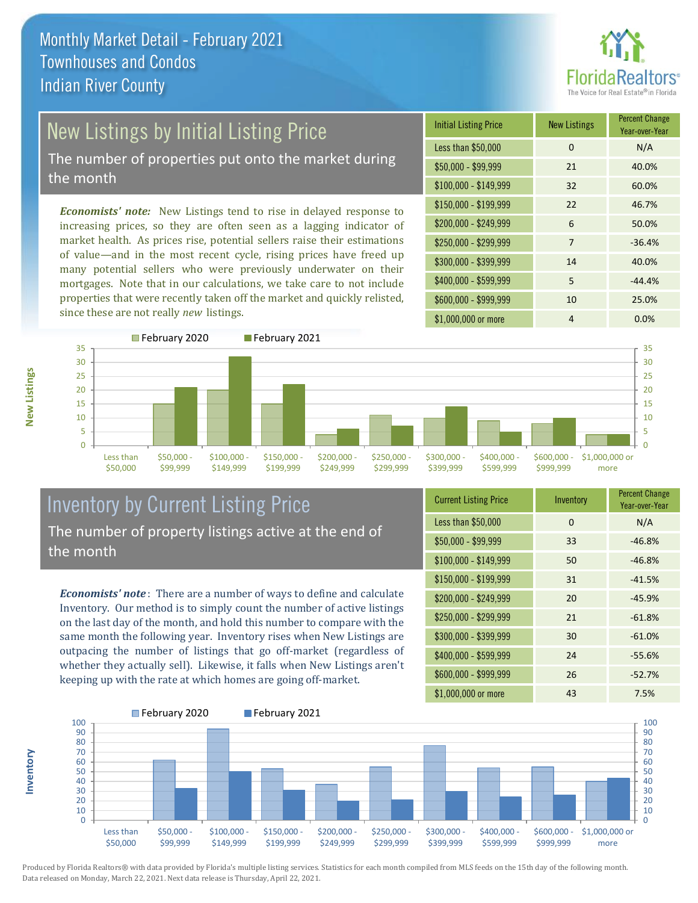Monthly Market Detail - February 2021
Townhouses and Condos
Indian River County

## New Listings by Initial Listing Price

The number of properties put onto the market during the month

*Economists' note:* New Listings tend to rise in delayed response to increasing prices, so they are often seen as a lagging indicator of market health. As prices rise, potential sellers raise their estimations of value—and in the most recent cycle, rising prices have freed up many potential sellers who were previously underwater on their mortgages. Note that in our calculations, we take care to not include properties that were recently taken off the market and quickly relisted, since these are not really *new* listings.

| Initial Listing Price | New Listings | Percent Change Year-over-Year |
|---|---|---|
| Less than $50,000 | 0 | N/A |
| $50,000 - $99,999 | 21 | 40.0% |
| $100,000 - $149,999 | 32 | 60.0% |
| $150,000 - $199,999 | 22 | 46.7% |
| $200,000 - $249,999 | 6 | 50.0% |
| $250,000 - $299,999 | 7 | -36.4% |
| $300,000 - $399,999 | 14 | 40.0% |
| $400,000 - $599,999 | 5 | -44.4% |
| $600,000 - $999,999 | 10 | 25.0% |
| $1,000,000 or more | 4 | 0.0% |

## Inventory by Current Listing Price

The number of property listings active at the end of the month

*Economists' note*: There are a number of ways to define and calculate Inventory. Our method is to simply count the number of active listings on the last day of the month, and hold this number to compare with the same month the following year. Inventory rises when New Listings are outpacing the number of listings that go off-market (regardless of whether they actually sell). Likewise, it falls when New Listings aren't keeping up with the rate at which homes are going off-market.

| Current Listing Price | Inventory | Percent Change Year-over-Year |
|---|---|---|
| Less than $50,000 | 0 | N/A |
| $50,000 - $99,999 | 33 | -46.8% |
| $100,000 - $149,999 | 50 | -46.8% |
| $150,000 - $199,999 | 31 | -41.5% |
| $200,000 - $249,999 | 20 | -45.9% |
| $250,000 - $299,999 | 21 | -61.8% |
| $300,000 - $399,999 | 30 | -61.0% |
| $400,000 - $599,999 | 24 | -55.6% |
| $600,000 - $999,999 | 26 | -52.7% |
| $1,000,000 or more | 43 | 7.5% |

Produced by Florida Realtors® with data provided by Florida's multiple listing services. Statistics for each month compiled from MLS feeds on the 15th day of the following month. Data released on Monday, March 22, 2021. Next data release is Thursday, April 22, 2021.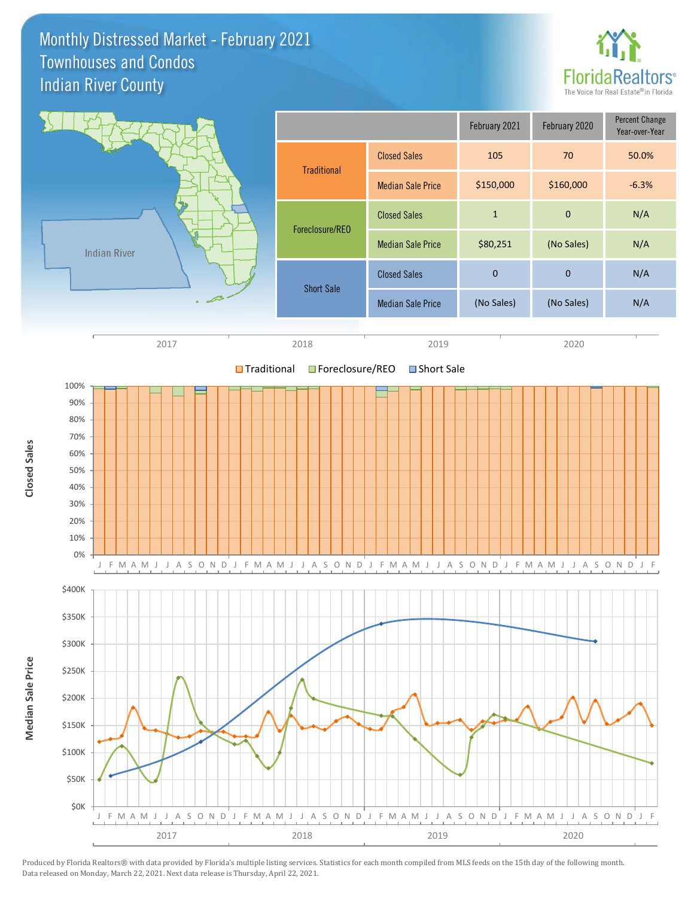# Monthly Distressed Market - February 2021
## Townhouses and Condos
## Indian River County

FloridaRealtors® The Voice for Real Estate® in Florida

Indian River

| | | February 2021 | February 2020 | Percent Change Year-over-Year |
|---|---|---|---|---|
| Traditional | Closed Sales | 105 | 70 | 50.0% |
| | Median Sale Price | $150,000 | $160,000 | -6.3% |
| Foreclosure/REO | Closed Sales | 1 | 0 | N/A |
| | Median Sale Price | $80,251 | (No Sales) | N/A |
| Short Sale | Closed Sales | 0 | 0 | N/A |
| | Median Sale Price | (No Sales) | (No Sales) | N/A |

2017 2018 2019 2020

Traditional Foreclosure/REO Short Sale

Closed Sales

100% 90% 80% 70% 60% 50% 40% 30% 20% 10% 0%

J F M A M J J A S O N D J F M A M J J A S O N D J F M A M J J A S O N D J F M A M J J A S O N D J F

Median Sale Price

$400K $350K $300K $250K $200K $150K $100K $50K $0K

J F M A M J J A S O N D J F M A M J J A S O N D J F M A M J J A S O N D J F M A M J J A S O N D J F

2017 2018 2019 2020

Produced by Florida Realtors® with data provided by Florida's multiple listing services. Statistics for each month compiled from MLS feeds on the 15th day of the following month. Data released on Monday, March 22, 2021. Next data release is Thursday, April 22, 2021.